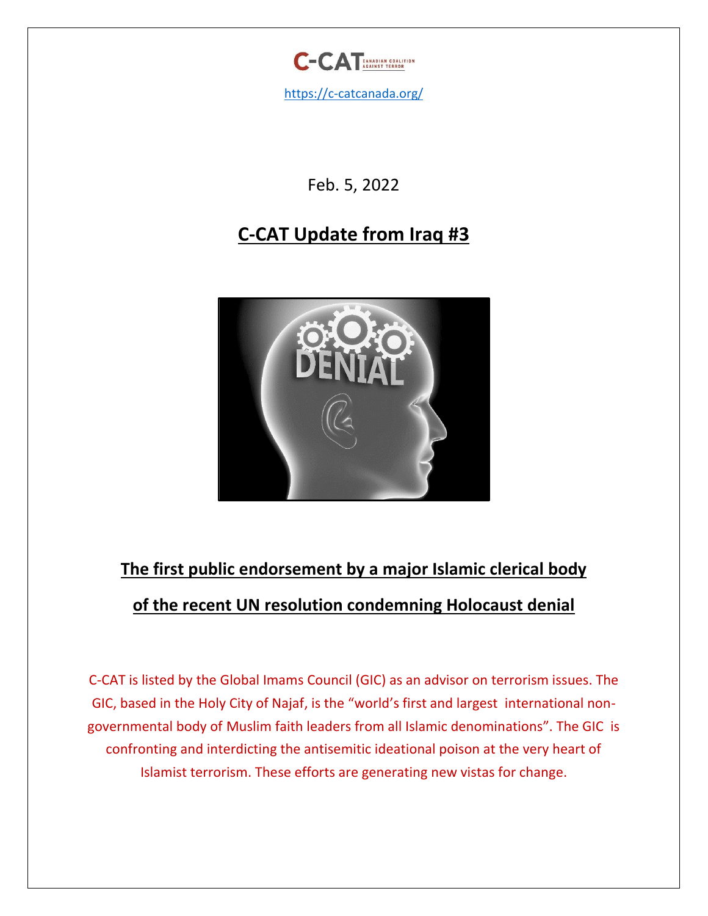https://c-catcanada.org/

Feb. 5, 2022

# C-CAT Update from Iraq #3

## The first public endorsement by a major Islamic clerical body of the recent UN resolution condemning Holocaust denial

C-CAT is listed by the Global Imams Council (GIC) as an advisor on terrorism issues. The GIC, based in the Holy City of Najaf, is the "world's first and largest international non-governmental body of Muslim faith leaders from all Islamic denominations". The GIC is confronting and interdicting the antisemitic ideational poison at the very heart of Islamist terrorism. These efforts are generating new vistas for change.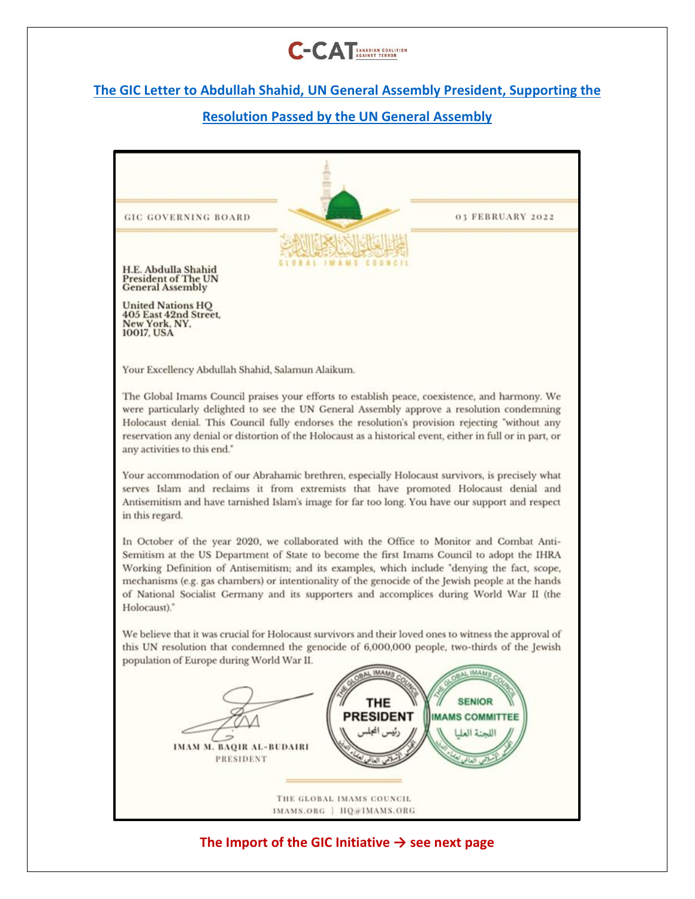## [The GIC Letter to Abdullah Shahid, UN General Assembly President, Supporting the Resolution Passed by the UN General Assembly]

GIC GOVERNING BOARD

03 FEBRUARY 2022

المجلس العالمي الإسلامي لعلماء الدين
GLOBAL IMAMS COUNCIL

H.E. Abdulla Shahid
President of The UN
General Assembly

United Nations HQ
405 East 42nd Street,
New York, NY,
10017, USA

Your Excellency Abdullah Shahid, Salamun Alaikum.

The Global Imams Council praises your efforts to establish peace, coexistence, and harmony. We were particularly delighted to see the UN General Assembly approve a resolution condemning Holocaust denial. This Council fully endorses the resolution's provision rejecting "without any reservation any denial or distortion of the Holocaust as a historical event, either in full or in part, or any activities to this end."

Your accommodation of our Abrahamic brethren, especially Holocaust survivors, is precisely what serves Islam and reclaims it from extremists that have promoted Holocaust denial and Antisemitism and have tarnished Islam's image for far too long. You have our support and respect in this regard.

In October of the year 2020, we collaborated with the Office to Monitor and Combat Anti-Semitism at the US Department of State to become the first Imams Council to adopt the IHRA Working Definition of Antisemitism; and its examples, which include "denying the fact, scope, mechanisms (e.g. gas chambers) or intentionality of the genocide of the Jewish people at the hands of National Socialist Germany and its supporters and accomplices during World War II (the Holocaust)."

We believe that it was crucial for Holocaust survivors and their loved ones to witness the approval of this UN resolution that condemned the genocide of 6,000,000 people, two-thirds of the Jewish population of Europe during World War II.

IMAM M. BAQIR AL-BUDAIRI
PRESIDENT

GLOBAL IMAMS COUNCIL — THE PRESIDENT — رئيس المجلس

GLOBAL IMAMS COUNCIL — SENIOR IMAMS COMMITTEE — اللجنة العليا

THE GLOBAL IMAMS COUNCIL
IMAMS.ORG | HQ@IMAMS.ORG

**The Import of the GIC Initiative → see next page**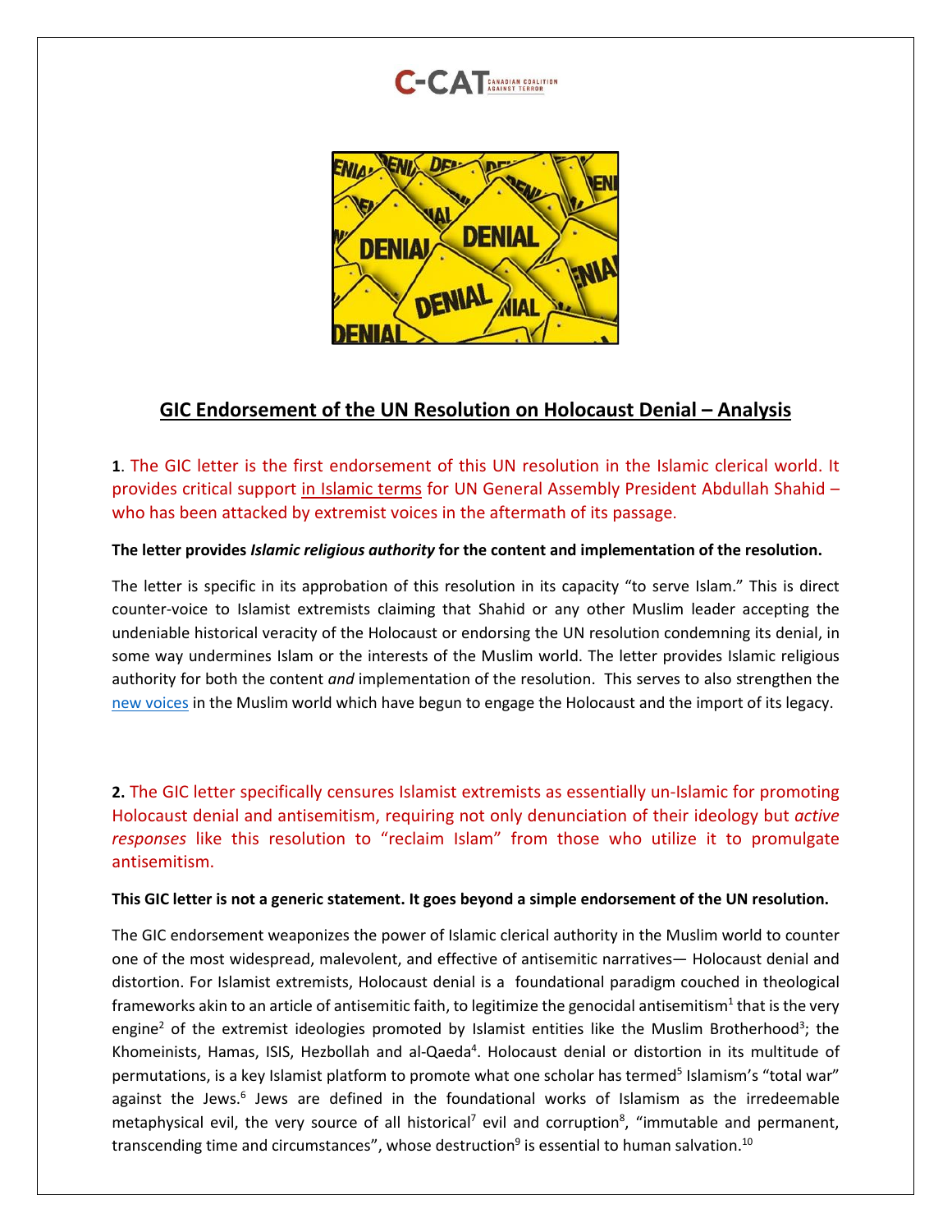## GIC Endorsement of the UN Resolution on Holocaust Denial – Analysis

**1**. The GIC letter is the first endorsement of this UN resolution in the Islamic clerical world. It provides critical support in Islamic terms for UN General Assembly President Abdullah Shahid – who has been attacked by extremist voices in the aftermath of its passage.

**The letter provides *Islamic religious authority* for the content and implementation of the resolution.**

The letter is specific in its approbation of this resolution in its capacity "to serve Islam." This is direct counter-voice to Islamist extremists claiming that Shahid or any other Muslim leader accepting the undeniable historical veracity of the Holocaust or endorsing the UN resolution condemning its denial, in some way undermines Islam or the interests of the Muslim world. The letter provides Islamic religious authority for both the content *and* implementation of the resolution. This serves to also strengthen the new voices in the Muslim world which have begun to engage the Holocaust and the import of its legacy.

**2.** The GIC letter specifically censures Islamist extremists as essentially un-Islamic for promoting Holocaust denial and antisemitism, requiring not only denunciation of their ideology but *active responses* like this resolution to "reclaim Islam" from those who utilize it to promulgate antisemitism.

**This GIC letter is not a generic statement. It goes beyond a simple endorsement of the UN resolution.**

The GIC endorsement weaponizes the power of Islamic clerical authority in the Muslim world to counter one of the most widespread, malevolent, and effective of antisemitic narratives— Holocaust denial and distortion. For Islamist extremists, Holocaust denial is a foundational paradigm couched in theological frameworks akin to an article of antisemitic faith, to legitimize the genocidal antisemitism[1] that is the very engine[2] of the extremist ideologies promoted by Islamist entities like the Muslim Brotherhood[3]; the Khomeinists, Hamas, ISIS, Hezbollah and al-Qaeda[4]. Holocaust denial or distortion in its multitude of permutations, is a key Islamist platform to promote what one scholar has termed[5] Islamism's "total war" against the Jews.[6] Jews are defined in the foundational works of Islamism as the irredeemable metaphysical evil, the very source of all historical[7] evil and corruption[8], "immutable and permanent, transcending time and circumstances", whose destruction[9] is essential to human salvation.[10]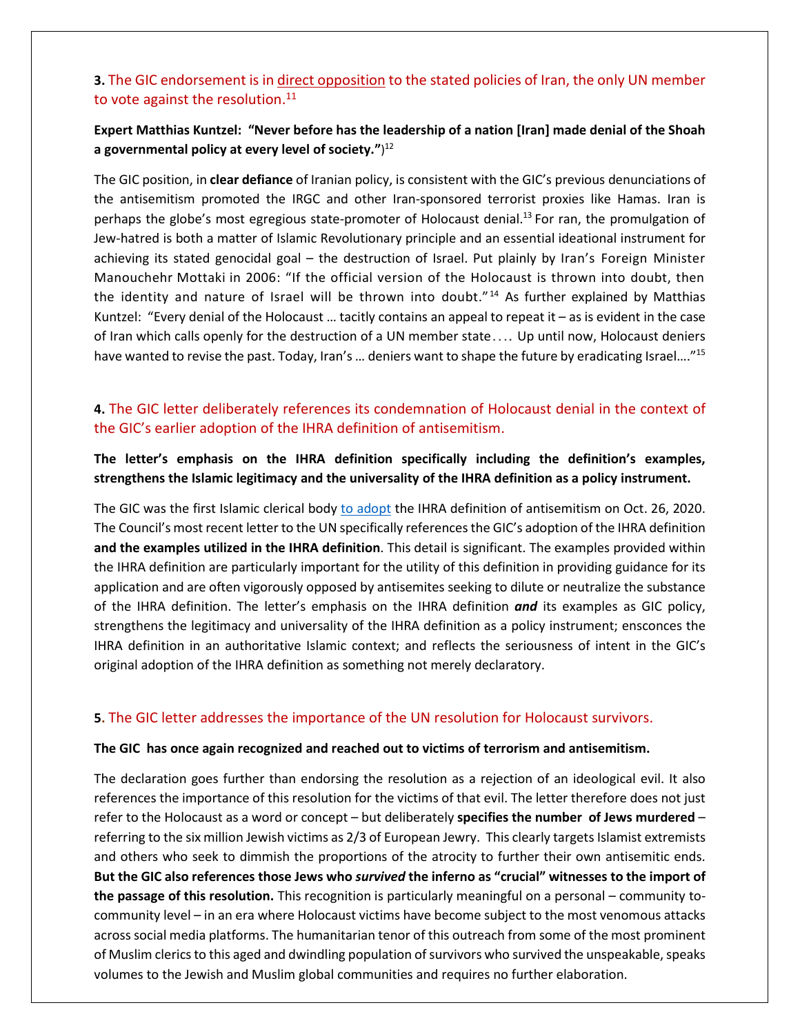### **3.** The GIC endorsement is in direct opposition to the stated policies of Iran, the only UN member to vote against the resolution.[11]

**Expert Matthias Kuntzel: "Never before has the leadership of a nation [Iran] made denial of the Shoah a governmental policy at every level of society.")**[12]

The GIC position, in **clear defiance** of Iranian policy, is consistent with the GIC's previous denunciations of the antisemitism promoted the IRGC and other Iran-sponsored terrorist proxies like Hamas. Iran is perhaps the globe's most egregious state-promoter of Holocaust denial.[13] For ran, the promulgation of Jew-hatred is both a matter of Islamic Revolutionary principle and an essential ideational instrument for achieving its stated genocidal goal – the destruction of Israel. Put plainly by Iran's Foreign Minister Manouchehr Mottaki in 2006: "If the official version of the Holocaust is thrown into doubt, then the identity and nature of Israel will be thrown into doubt."[14] As further explained by Matthias Kuntzel: "Every denial of the Holocaust … tacitly contains an appeal to repeat it – as is evident in the case of Iran which calls openly for the destruction of a UN member state. . . . Up until now, Holocaust deniers have wanted to revise the past. Today, Iran's … deniers want to shape the future by eradicating Israel…."[15]

### **4.** The GIC letter deliberately references its condemnation of Holocaust denial in the context of the GIC's earlier adoption of the IHRA definition of antisemitism.

**The letter's emphasis on the IHRA definition specifically including the definition's examples, strengthens the Islamic legitimacy and the universality of the IHRA definition as a policy instrument.**

The GIC was the first Islamic clerical body to adopt the IHRA definition of antisemitism on Oct. 26, 2020. The Council's most recent letter to the UN specifically references the GIC's adoption of the IHRA definition **and the examples utilized in the IHRA definition**. This detail is significant. The examples provided within the IHRA definition are particularly important for the utility of this definition in providing guidance for its application and are often vigorously opposed by antisemites seeking to dilute or neutralize the substance of the IHRA definition. The letter's emphasis on the IHRA definition ***and*** its examples as GIC policy, strengthens the legitimacy and universality of the IHRA definition as a policy instrument; ensconces the IHRA definition in an authoritative Islamic context; and reflects the seriousness of intent in the GIC's original adoption of the IHRA definition as something not merely declaratory.

### **5**. The GIC letter addresses the importance of the UN resolution for Holocaust survivors.

**The GIC has once again recognized and reached out to victims of terrorism and antisemitism.**

The declaration goes further than endorsing the resolution as a rejection of an ideological evil. It also references the importance of this resolution for the victims of that evil. The letter therefore does not just refer to the Holocaust as a word or concept – but deliberately **specifies the number of Jews murdered** – referring to the six million Jewish victims as 2/3 of European Jewry. This clearly targets Islamist extremists and others who seek to dimmish the proportions of the atrocity to further their own antisemitic ends. **But the GIC also references those Jews who *survived* the inferno as "crucial" witnesses to the import of the passage of this resolution.** This recognition is particularly meaningful on a personal – community to-community level – in an era where Holocaust victims have become subject to the most venomous attacks across social media platforms. The humanitarian tenor of this outreach from some of the most prominent of Muslim clerics to this aged and dwindling population of survivors who survived the unspeakable, speaks volumes to the Jewish and Muslim global communities and requires no further elaboration.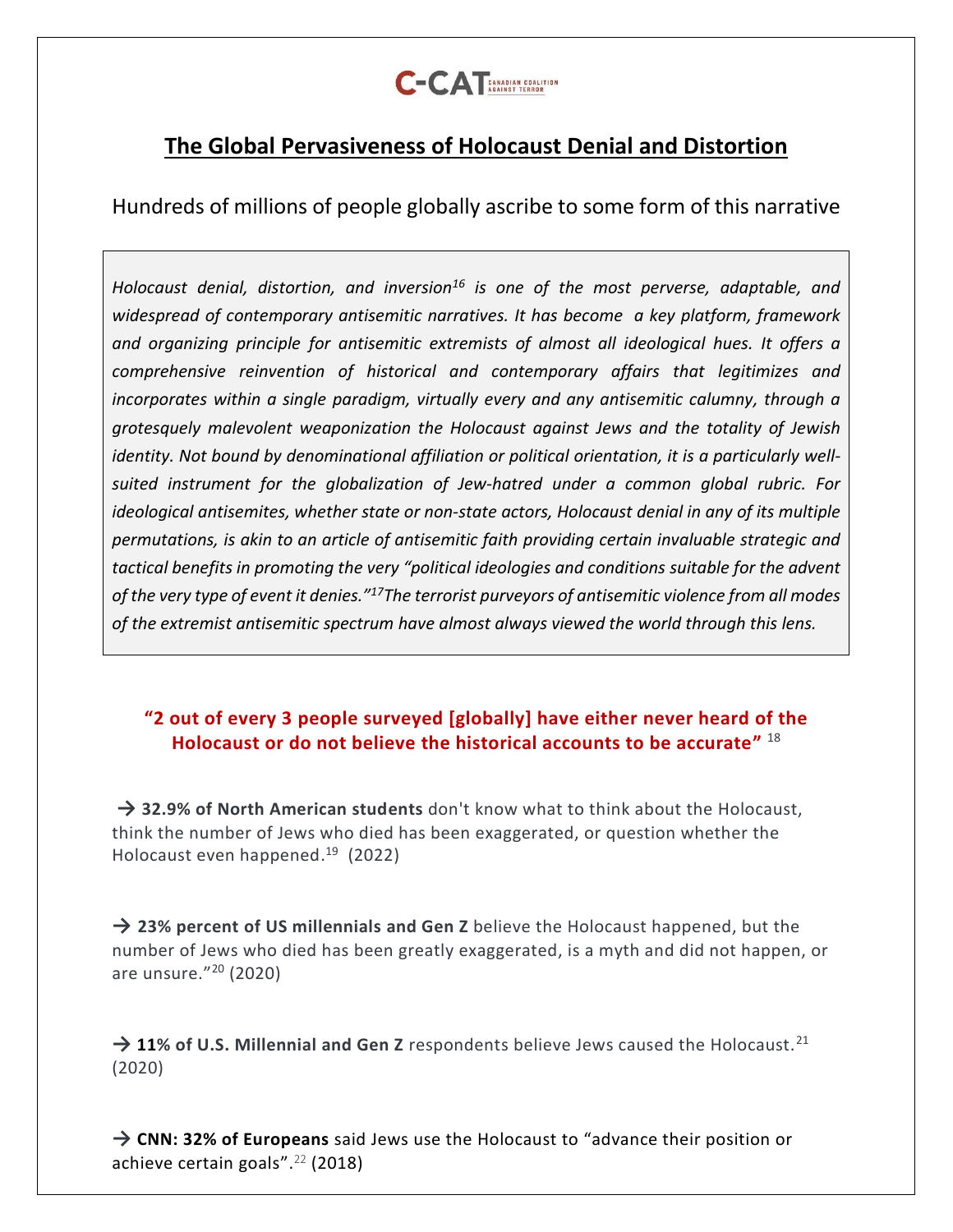C-CAT CANADIAN COALITION AGAINST TERROR

# The Global Pervasiveness of Holocaust Denial and Distortion

Hundreds of millions of people globally ascribe to some form of this narrative

*Holocaust denial, distortion, and inversion[16] is one of the most perverse, adaptable, and widespread of contemporary antisemitic narratives. It has become a key platform, framework and organizing principle for antisemitic extremists of almost all ideological hues. It offers a comprehensive reinvention of historical and contemporary affairs that legitimizes and incorporates within a single paradigm, virtually every and any antisemitic calumny, through a grotesquely malevolent weaponization the Holocaust against Jews and the totality of Jewish identity. Not bound by denominational affiliation or political orientation, it is a particularly well-suited instrument for the globalization of Jew-hatred under a common global rubric. For ideological antisemites, whether state or non-state actors, Holocaust denial in any of its multiple permutations, is akin to an article of antisemitic faith providing certain invaluable strategic and tactical benefits in promoting the very "political ideologies and conditions suitable for the advent of the very type of event it denies."[17] The terrorist purveyors of antisemitic violence from all modes of the extremist antisemitic spectrum have almost always viewed the world through this lens.*

**"2 out of every 3 people surveyed [globally] have either never heard of the Holocaust or do not believe the historical accounts to be accurate"** [18]

→ **32.9% of North American students** don't know what to think about the Holocaust, think the number of Jews who died has been exaggerated, or question whether the Holocaust even happened.[19] (2022)

→ **23% percent of US millennials and Gen Z** believe the Holocaust happened, but the number of Jews who died has been greatly exaggerated, is a myth and did not happen, or are unsure."[20] (2020)

→ **11% of U.S. Millennial and Gen Z** respondents believe Jews caused the Holocaust.[21] (2020)

→ **CNN: 32% of Europeans** said Jews use the Holocaust to "advance their position or achieve certain goals".[22] (2018)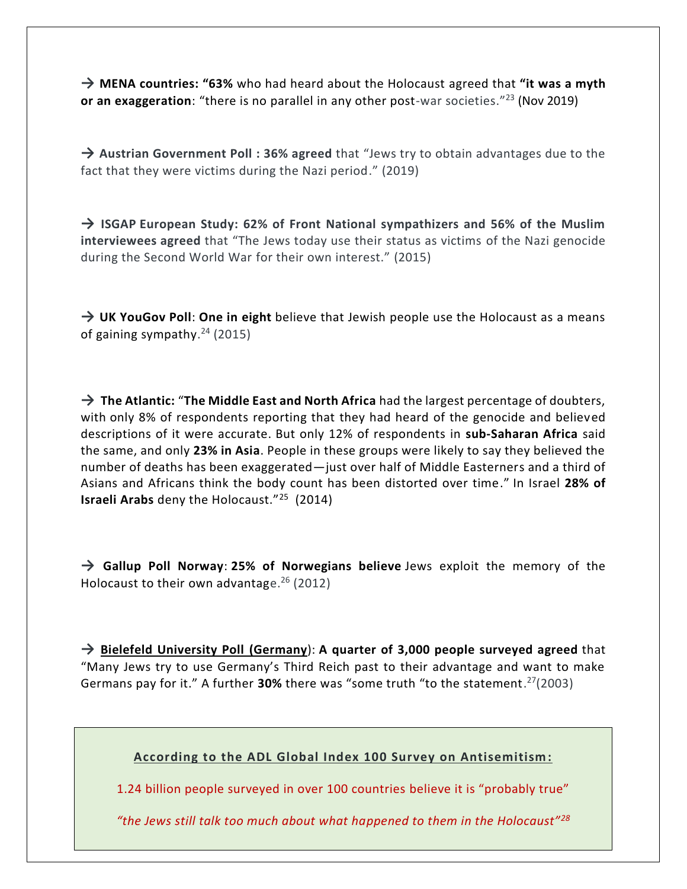→ **MENA countries: "63%** who had heard about the Holocaust agreed that **"it was a myth or an exaggeration**: "there is no parallel in any other post-war societies."[23] (Nov 2019)

→ **Austrian Government Poll : 36% agreed** that "Jews try to obtain advantages due to the fact that they were victims during the Nazi period." (2019)

→ **ISGAP European Study: 62% of Front National sympathizers and 56% of the Muslim interviewees agreed** that "The Jews today use their status as victims of the Nazi genocide during the Second World War for their own interest." (2015)

→ **UK YouGov Poll**: **One in eight** believe that Jewish people use the Holocaust as a means of gaining sympathy.[24] (2015)

→ **The Atlantic:** "**The Middle East and North Africa** had the largest percentage of doubters, with only 8% of respondents reporting that they had heard of the genocide and believed descriptions of it were accurate. But only 12% of respondents in **sub-Saharan Africa** said the same, and only **23% in Asia**. People in these groups were likely to say they believed the number of deaths has been exaggerated—just over half of Middle Easterners and a third of Asians and Africans think the body count has been distorted over time." In Israel **28% of Israeli Arabs** deny the Holocaust."[25] (2014)

→ **Gallup Poll Norway**: **25% of Norwegians believe** Jews exploit the memory of the Holocaust to their own advantage.[26] (2012)

→ **Bielefeld University Poll (Germany)**: **A quarter of 3,000 people surveyed agreed** that "Many Jews try to use Germany's Third Reich past to their advantage and want to make Germans pay for it." A further **30%** there was "some truth "to the statement.[27](2003)

**According to the ADL Global Index 100 Survey on Antisemitism:**

1.24 billion people surveyed in over 100 countries believe it is "probably true"

*"the Jews still talk too much about what happened to them in the Holocaust"[28]*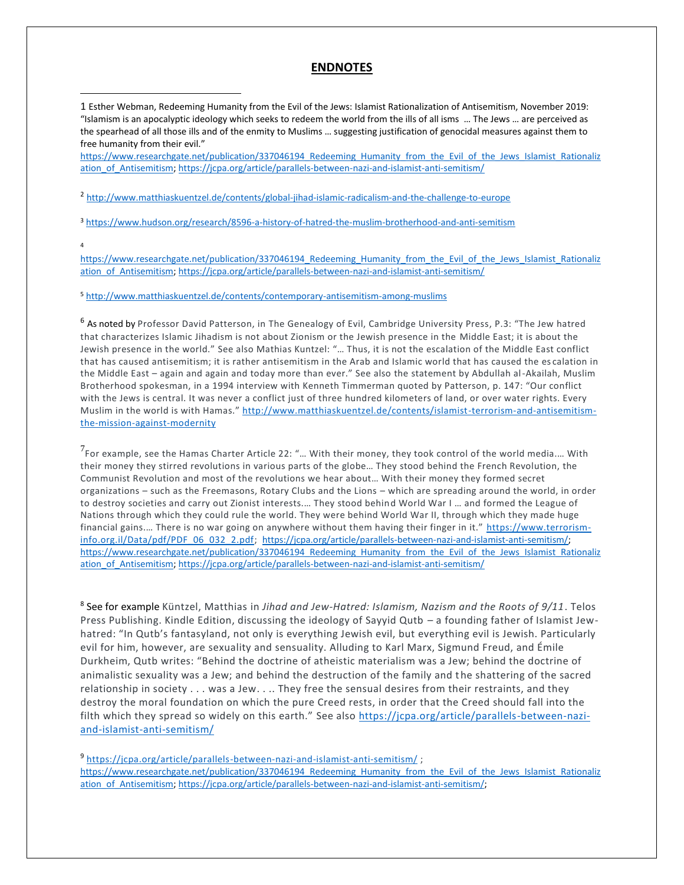# ENDNOTES

---

1 Esther Webman, Redeeming Humanity from the Evil of the Jews: Islamist Rationalization of Antisemitism, November 2019: "Islamism is an apocalyptic ideology which seeks to redeem the world from the ills of all isms … The Jews … are perceived as the spearhead of all those ills and of the enmity to Muslims … suggesting justification of genocidal measures against them to free humanity from their evil." https://www.researchgate.net/publication/337046194_Redeeming_Humanity_from_the_Evil_of_the_Jews_Islamist_Rationalization_of_Antisemitism; https://jcpa.org/article/parallels-between-nazi-and-islamist-anti-semitism/

[2] http://www.matthiaskuentzel.de/contents/global-jihad-islamic-radicalism-and-the-challenge-to-europe

[3] https://www.hudson.org/research/8596-a-history-of-hatred-the-muslim-brotherhood-and-anti-semitism

[4] https://www.researchgate.net/publication/337046194_Redeeming_Humanity_from_the_Evil_of_the_Jews_Islamist_Rationalization_of_Antisemitism; https://jcpa.org/article/parallels-between-nazi-and-islamist-anti-semitism/

[5] http://www.matthiaskuentzel.de/contents/contemporary-antisemitism-among-muslims

[6] As noted by Professor David Patterson, in The Genealogy of Evil, Cambridge University Press, P.3: "The Jew hatred that characterizes Islamic Jihadism is not about Zionism or the Jewish presence in the Middle East; it is about the Jewish presence in the world." See also Mathias Kuntzel: "… Thus, it is not the escalation of the Middle East conflict that has caused antisemitism; it is rather antisemitism in the Arab and Islamic world that has caused the escalation in the Middle East – again and again and today more than ever." See also the statement by Abdullah al-Akailah, Muslim Brotherhood spokesman, in a 1994 interview with Kenneth Timmerman quoted by Patterson, p. 147: "Our conflict with the Jews is central. It was never a conflict just of three hundred kilometers of land, or over water rights. Every Muslim in the world is with Hamas." http://www.matthiaskuentzel.de/contents/islamist-terrorism-and-antisemitism-the-mission-against-modernity

[7] For example, see the Hamas Charter Article 22: "… With their money, they took control of the world media.… With their money they stirred revolutions in various parts of the globe… They stood behind the French Revolution, the Communist Revolution and most of the revolutions we hear about… With their money they formed secret organizations – such as the Freemasons, Rotary Clubs and the Lions – which are spreading around the world, in order to destroy societies and carry out Zionist interests.… They stood behind World War I … and formed the League of Nations through which they could rule the world. They were behind World War II, through which they made huge financial gains.… There is no war going on anywhere without them having their finger in it." https://www.terrorism-info.org.il/Data/pdf/PDF_06_032_2.pdf; https://jcpa.org/article/parallels-between-nazi-and-islamist-anti-semitism/; https://www.researchgate.net/publication/337046194_Redeeming_Humanity_from_the_Evil_of_the_Jews_Islamist_Rationalization_of_Antisemitism; https://jcpa.org/article/parallels-between-nazi-and-islamist-anti-semitism/

[8] See for example Küntzel, Matthias in *Jihad and Jew-Hatred: Islamism, Nazism and the Roots of 9/11*. Telos Press Publishing. Kindle Edition, discussing the ideology of Sayyid Qutb – a founding father of Islamist Jew-hatred: "In Qutb's fantasyland, not only is everything Jewish evil, but everything evil is Jewish. Particularly evil for him, however, are sexuality and sensuality. Alluding to Karl Marx, Sigmund Freud, and Émile Durkheim, Qutb writes: "Behind the doctrine of atheistic materialism was a Jew; behind the doctrine of animalistic sexuality was a Jew; and behind the destruction of the family and the shattering of the sacred relationship in society . . . was a Jew. . .. They free the sensual desires from their restraints, and they destroy the moral foundation on which the pure Creed rests, in order that the Creed should fall into the filth which they spread so widely on this earth." See also https://jcpa.org/article/parallels-between-nazi-and-islamist-anti-semitism/

[9] https://jcpa.org/article/parallels-between-nazi-and-islamist-anti-semitism/ ; https://www.researchgate.net/publication/337046194_Redeeming_Humanity_from_the_Evil_of_the_Jews_Islamist_Rationalization_of_Antisemitism; https://jcpa.org/article/parallels-between-nazi-and-islamist-anti-semitism/;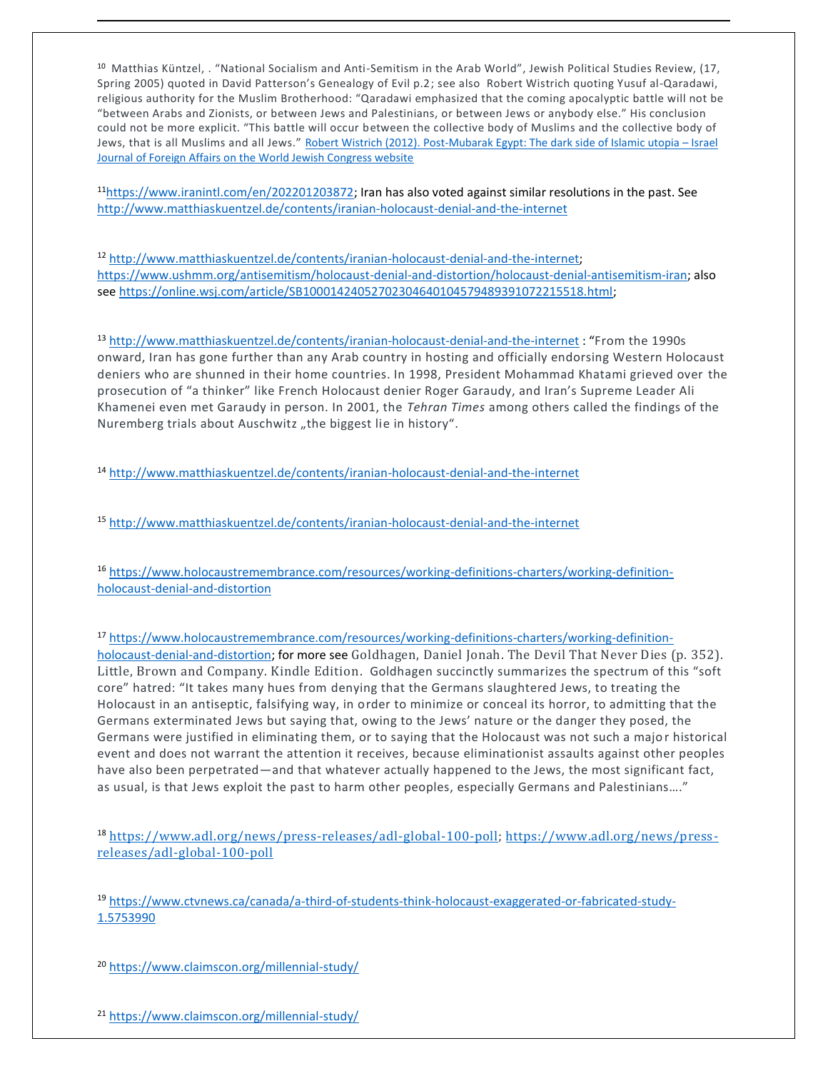[10] Matthias Küntzel, . "National Socialism and Anti-Semitism in the Arab World", Jewish Political Studies Review, (17, Spring 2005) quoted in David Patterson's Genealogy of Evil p.2; see also Robert Wistrich quoting Yusuf al-Qaradawi, religious authority for the Muslim Brotherhood: "Qaradawi emphasized that the coming apocalyptic battle will not be "between Arabs and Zionists, or between Jews and Palestinians, or between Jews or anybody else." His conclusion could not be more explicit. "This battle will occur between the collective body of Muslims and the collective body of Jews, that is all Muslims and all Jews." Robert Wistrich (2012). Post-Mubarak Egypt: The dark side of Islamic utopia – Israel Journal of Foreign Affairs on the World Jewish Congress website

[11] https://www.iranintl.com/en/202201203872; Iran has also voted against similar resolutions in the past. See http://www.matthiaskuentzel.de/contents/iranian-holocaust-denial-and-the-internet

[12] http://www.matthiaskuentzel.de/contents/iranian-holocaust-denial-and-the-internet; https://www.ushmm.org/antisemitism/holocaust-denial-and-distortion/holocaust-denial-antisemitism-iran; also see https://online.wsj.com/article/SB10001424052702304640104579489391072215518.html;

[13] http://www.matthiaskuentzel.de/contents/iranian-holocaust-denial-and-the-internet : "From the 1990s onward, Iran has gone further than any Arab country in hosting and officially endorsing Western Holocaust deniers who are shunned in their home countries. In 1998, President Mohammad Khatami grieved over the prosecution of "a thinker" like French Holocaust denier Roger Garaudy, and Iran's Supreme Leader Ali Khamenei even met Garaudy in person. In 2001, the *Tehran Times* among others called the findings of the Nuremberg trials about Auschwitz „the biggest lie in history".

[14] http://www.matthiaskuentzel.de/contents/iranian-holocaust-denial-and-the-internet

[15] http://www.matthiaskuentzel.de/contents/iranian-holocaust-denial-and-the-internet

[16] https://www.holocaustremembrance.com/resources/working-definitions-charters/working-definition-holocaust-denial-and-distortion

[17] https://www.holocaustremembrance.com/resources/working-definitions-charters/working-definition-holocaust-denial-and-distortion; for more see Goldhagen, Daniel Jonah. The Devil That Never Dies (p. 352). Little, Brown and Company. Kindle Edition. Goldhagen succinctly summarizes the spectrum of this "soft core" hatred: "It takes many hues from denying that the Germans slaughtered Jews, to treating the Holocaust in an antiseptic, falsifying way, in order to minimize or conceal its horror, to admitting that the Germans exterminated Jews but saying that, owing to the Jews' nature or the danger they posed, the Germans were justified in eliminating them, or to saying that the Holocaust was not such a major historical event and does not warrant the attention it receives, because eliminationist assaults against other peoples have also been perpetrated—and that whatever actually happened to the Jews, the most significant fact, as usual, is that Jews exploit the past to harm other peoples, especially Germans and Palestinians…."

[18] https://www.adl.org/news/press-releases/adl-global-100-poll; https://www.adl.org/news/press-releases/adl-global-100-poll

[19] https://www.ctvnews.ca/canada/a-third-of-students-think-holocaust-exaggerated-or-fabricated-study-1.5753990

[20] https://www.claimscon.org/millennial-study/

[21] https://www.claimscon.org/millennial-study/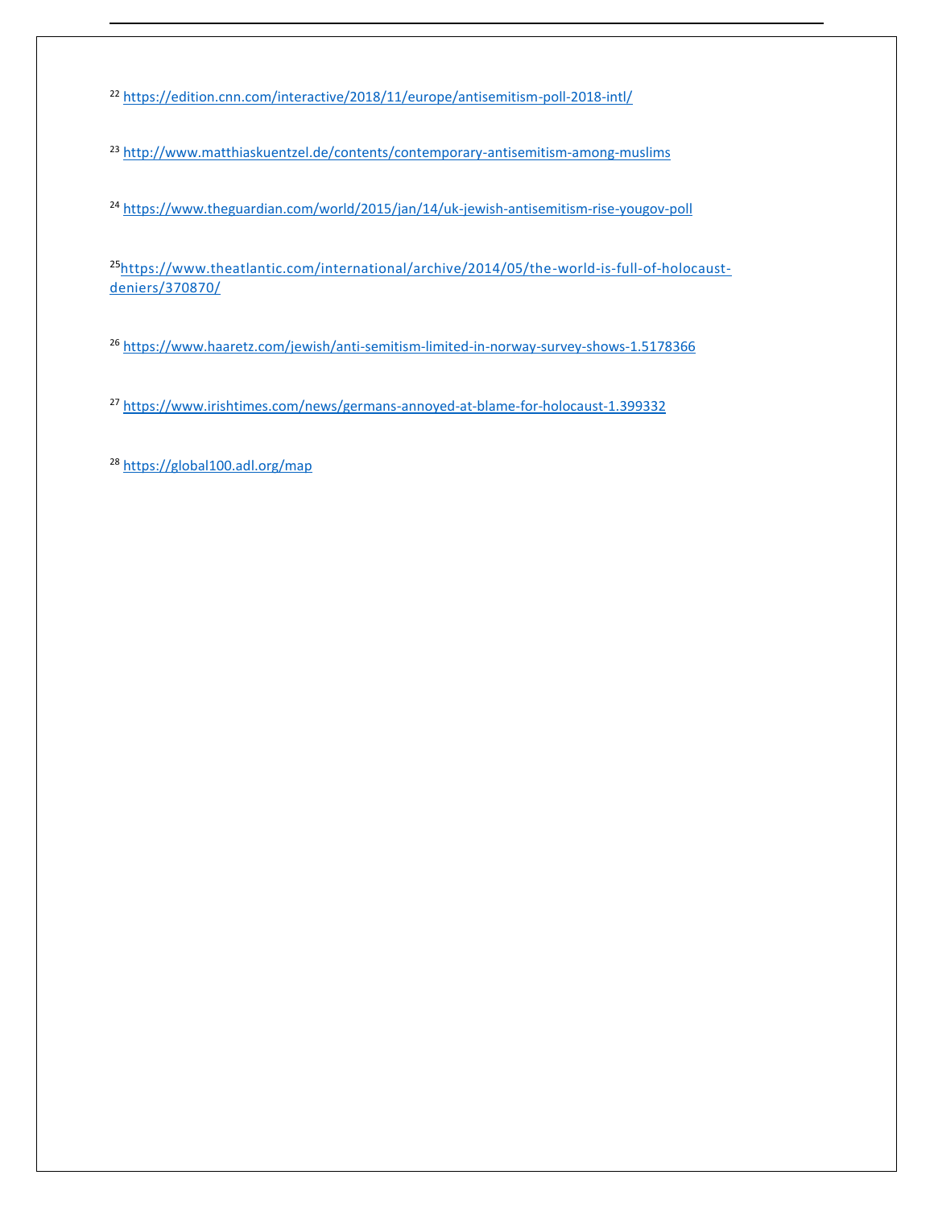[22] https://edition.cnn.com/interactive/2018/11/europe/antisemitism-poll-2018-intl/

[23] http://www.matthiaskuentzel.de/contents/contemporary-antisemitism-among-muslims

[24] https://www.theguardian.com/world/2015/jan/14/uk-jewish-antisemitism-rise-yougov-poll

[25] https://www.theatlantic.com/international/archive/2014/05/the-world-is-full-of-holocaust-deniers/370870/

[26] https://www.haaretz.com/jewish/anti-semitism-limited-in-norway-survey-shows-1.5178366

[27] https://www.irishtimes.com/news/germans-annoyed-at-blame-for-holocaust-1.399332

[28] https://global100.adl.org/map